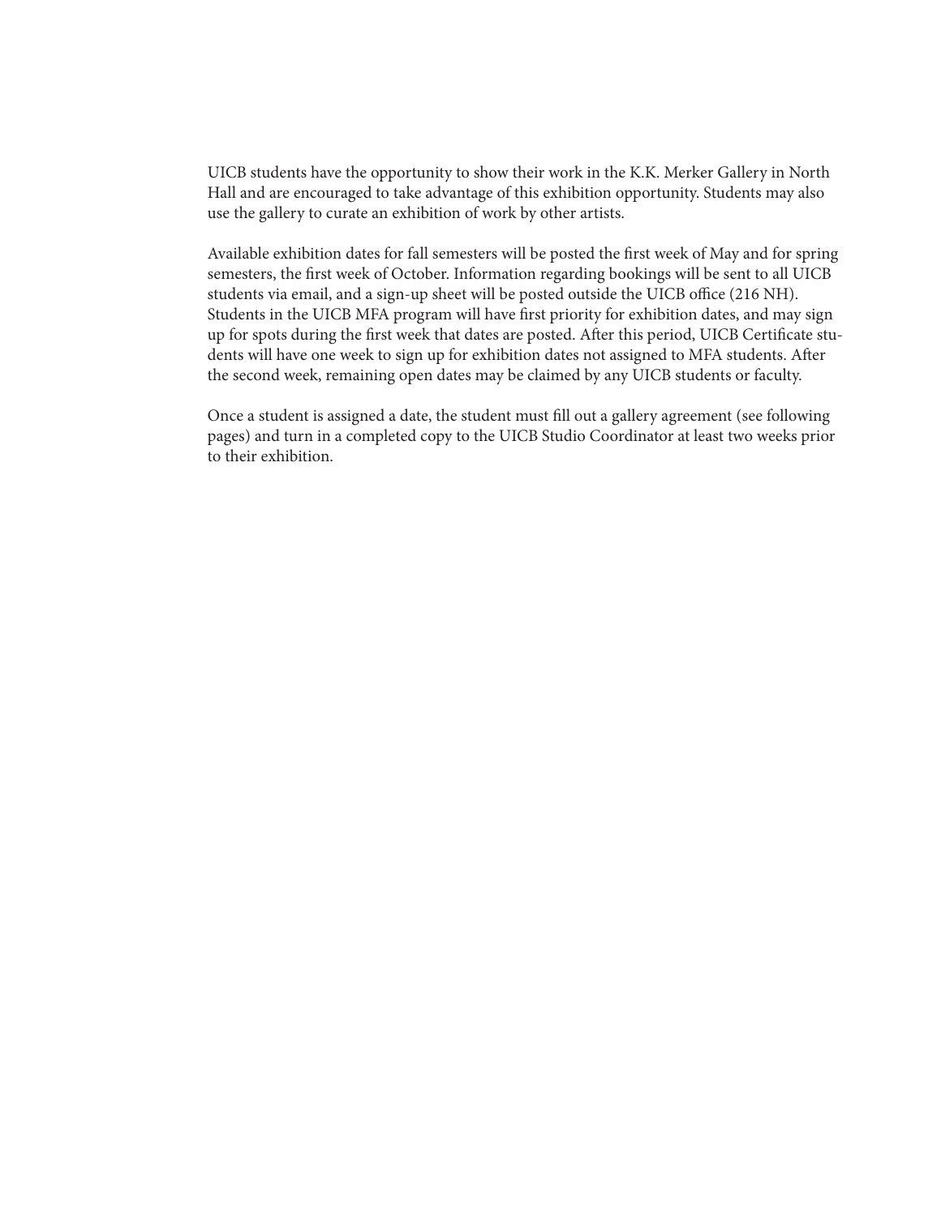UICB students have the opportunity to show their work in the K.K. Merker Gallery in North Hall and are encouraged to take advantage of this exhibition opportunity. Students may also use the gallery to curate an exhibition of work by other artists.

Available exhibition dates for fall semesters will be posted the first week of May and for spring semesters, the first week of October. Information regarding bookings will be sent to all UICB students via email, and a sign-up sheet will be posted outside the UICB office (216 NH). Students in the UICB MFA program will have first priority for exhibition dates, and may sign up for spots during the first week that dates are posted. After this period, UICB Certificate students will have one week to sign up for exhibition dates not assigned to MFA students. After the second week, remaining open dates may be claimed by any UICB students or faculty.

Once a student is assigned a date, the student must fill out a gallery agreement (see following pages) and turn in a completed copy to the UICB Studio Coordinator at least two weeks prior to their exhibition.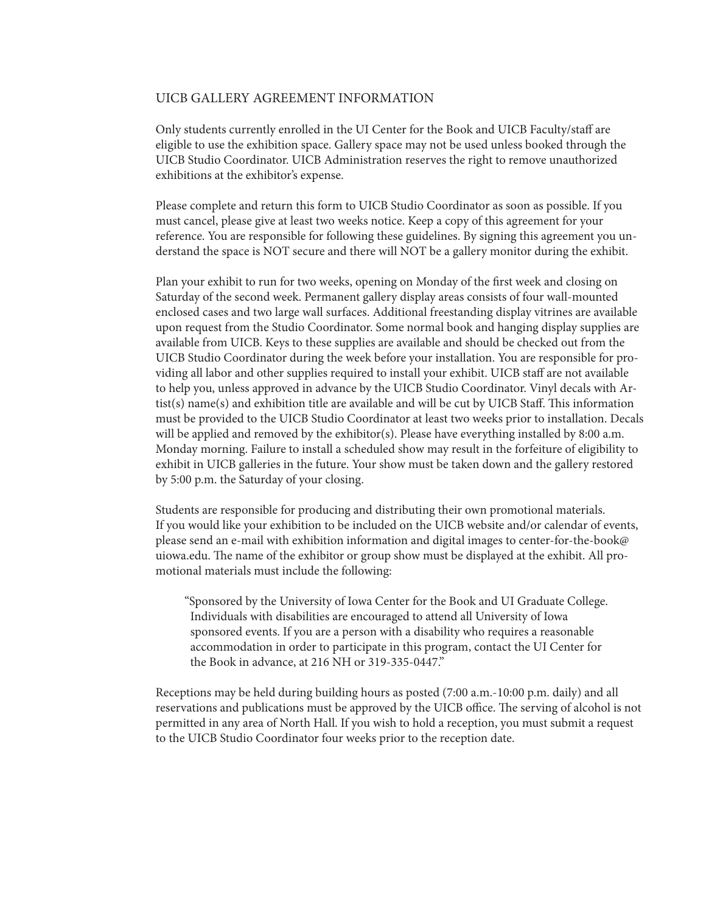## UICB GALLERY AGREEMENT INFORMATION

Only students currently enrolled in the UI Center for the Book and UICB Faculty/staff are eligible to use the exhibition space. Gallery space may not be used unless booked through the UICB Studio Coordinator. UICB Administration reserves the right to remove unauthorized exhibitions at the exhibitor's expense.

Please complete and return this form to UICB Studio Coordinator as soon as possible. If you must cancel, please give at least two weeks notice. Keep a copy of this agreement for your reference. You are responsible for following these guidelines. By signing this agreement you understand the space is NOT secure and there will NOT be a gallery monitor during the exhibit.

Plan your exhibit to run for two weeks, opening on Monday of the first week and closing on Saturday of the second week. Permanent gallery display areas consists of four wall-mounted enclosed cases and two large wall surfaces. Additional freestanding display vitrines are available upon request from the Studio Coordinator. Some normal book and hanging display supplies are available from UICB. Keys to these supplies are available and should be checked out from the UICB Studio Coordinator during the week before your installation. You are responsible for providing all labor and other supplies required to install your exhibit. UICB staff are not available to help you, unless approved in advance by the UICB Studio Coordinator. Vinyl decals with Artist(s) name(s) and exhibition title are available and will be cut by UICB Staff. This information must be provided to the UICB Studio Coordinator at least two weeks prior to installation. Decals will be applied and removed by the exhibitor(s). Please have everything installed by 8:00 a.m. Monday morning. Failure to install a scheduled show may result in the forfeiture of eligibility to exhibit in UICB galleries in the future. Your show must be taken down and the gallery restored by 5:00 p.m. the Saturday of your closing.

Students are responsible for producing and distributing their own promotional materials. If you would like your exhibition to be included on the UICB website and/or calendar of events, please send an e-mail with exhibition information and digital images to center-for-the-book@uiowa.edu. The name of the exhibitor or group show must be displayed at the exhibit. All promotional materials must include the following:

> "Sponsored by the University of Iowa Center for the Book and UI Graduate College. Individuals with disabilities are encouraged to attend all University of Iowa sponsored events. If you are a person with a disability who requires a reasonable accommodation in order to participate in this program, contact the UI Center for the Book in advance, at 216 NH or 319-335-0447."

Receptions may be held during building hours as posted (7:00 a.m.-10:00 p.m. daily) and all reservations and publications must be approved by the UICB office. The serving of alcohol is not permitted in any area of North Hall. If you wish to hold a reception, you must submit a request to the UICB Studio Coordinator four weeks prior to the reception date.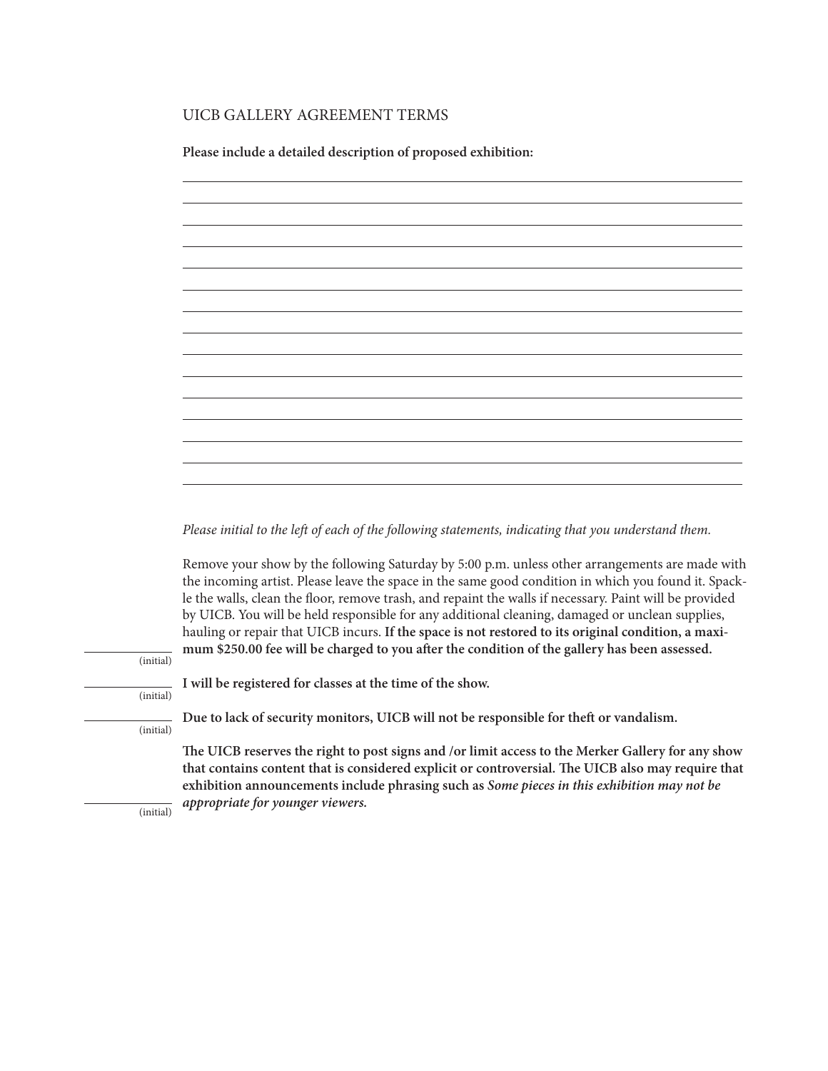UICB GALLERY AGREEMENT TERMS

**Please include a detailed description of proposed exhibition:**

\_\_\_\_\_\_\_\_\_\_\_\_\_\_\_\_\_\_\_\_\_\_\_\_\_\_\_\_\_\_\_\_\_\_\_\_\_\_\_\_\_\_\_\_\_\_\_\_\_\_\_\_\_\_\_\_\_\_\_\_\_\_\_\_\_\_\_\_\_\_\_\_\_\_\_\_

\_\_\_\_\_\_\_\_\_\_\_\_\_\_\_\_\_\_\_\_\_\_\_\_\_\_\_\_\_\_\_\_\_\_\_\_\_\_\_\_\_\_\_\_\_\_\_\_\_\_\_\_\_\_\_\_\_\_\_\_\_\_\_\_\_\_\_\_\_\_\_\_\_\_\_\_

\_\_\_\_\_\_\_\_\_\_\_\_\_\_\_\_\_\_\_\_\_\_\_\_\_\_\_\_\_\_\_\_\_\_\_\_\_\_\_\_\_\_\_\_\_\_\_\_\_\_\_\_\_\_\_\_\_\_\_\_\_\_\_\_\_\_\_\_\_\_\_\_\_\_\_\_

\_\_\_\_\_\_\_\_\_\_\_\_\_\_\_\_\_\_\_\_\_\_\_\_\_\_\_\_\_\_\_\_\_\_\_\_\_\_\_\_\_\_\_\_\_\_\_\_\_\_\_\_\_\_\_\_\_\_\_\_\_\_\_\_\_\_\_\_\_\_\_\_\_\_\_\_

\_\_\_\_\_\_\_\_\_\_\_\_\_\_\_\_\_\_\_\_\_\_\_\_\_\_\_\_\_\_\_\_\_\_\_\_\_\_\_\_\_\_\_\_\_\_\_\_\_\_\_\_\_\_\_\_\_\_\_\_\_\_\_\_\_\_\_\_\_\_\_\_\_\_\_\_

\_\_\_\_\_\_\_\_\_\_\_\_\_\_\_\_\_\_\_\_\_\_\_\_\_\_\_\_\_\_\_\_\_\_\_\_\_\_\_\_\_\_\_\_\_\_\_\_\_\_\_\_\_\_\_\_\_\_\_\_\_\_\_\_\_\_\_\_\_\_\_\_\_\_\_\_

\_\_\_\_\_\_\_\_\_\_\_\_\_\_\_\_\_\_\_\_\_\_\_\_\_\_\_\_\_\_\_\_\_\_\_\_\_\_\_\_\_\_\_\_\_\_\_\_\_\_\_\_\_\_\_\_\_\_\_\_\_\_\_\_\_\_\_\_\_\_\_\_\_\_\_\_

\_\_\_\_\_\_\_\_\_\_\_\_\_\_\_\_\_\_\_\_\_\_\_\_\_\_\_\_\_\_\_\_\_\_\_\_\_\_\_\_\_\_\_\_\_\_\_\_\_\_\_\_\_\_\_\_\_\_\_\_\_\_\_\_\_\_\_\_\_\_\_\_\_\_\_\_

\_\_\_\_\_\_\_\_\_\_\_\_\_\_\_\_\_\_\_\_\_\_\_\_\_\_\_\_\_\_\_\_\_\_\_\_\_\_\_\_\_\_\_\_\_\_\_\_\_\_\_\_\_\_\_\_\_\_\_\_\_\_\_\_\_\_\_\_\_\_\_\_\_\_\_\_

\_\_\_\_\_\_\_\_\_\_\_\_\_\_\_\_\_\_\_\_\_\_\_\_\_\_\_\_\_\_\_\_\_\_\_\_\_\_\_\_\_\_\_\_\_\_\_\_\_\_\_\_\_\_\_\_\_\_\_\_\_\_\_\_\_\_\_\_\_\_\_\_\_\_\_\_

\_\_\_\_\_\_\_\_\_\_\_\_\_\_\_\_\_\_\_\_\_\_\_\_\_\_\_\_\_\_\_\_\_\_\_\_\_\_\_\_\_\_\_\_\_\_\_\_\_\_\_\_\_\_\_\_\_\_\_\_\_\_\_\_\_\_\_\_\_\_\_\_\_\_\_\_

\_\_\_\_\_\_\_\_\_\_\_\_\_\_\_\_\_\_\_\_\_\_\_\_\_\_\_\_\_\_\_\_\_\_\_\_\_\_\_\_\_\_\_\_\_\_\_\_\_\_\_\_\_\_\_\_\_\_\_\_\_\_\_\_\_\_\_\_\_\_\_\_\_\_\_\_

\_\_\_\_\_\_\_\_\_\_\_\_\_\_\_\_\_\_\_\_\_\_\_\_\_\_\_\_\_\_\_\_\_\_\_\_\_\_\_\_\_\_\_\_\_\_\_\_\_\_\_\_\_\_\_\_\_\_\_\_\_\_\_\_\_\_\_\_\_\_\_\_\_\_\_\_

\_\_\_\_\_\_\_\_\_\_\_\_\_\_\_\_\_\_\_\_\_\_\_\_\_\_\_\_\_\_\_\_\_\_\_\_\_\_\_\_\_\_\_\_\_\_\_\_\_\_\_\_\_\_\_\_\_\_\_\_\_\_\_\_\_\_\_\_\_\_\_\_\_\_\_\_

\_\_\_\_\_\_\_\_\_\_\_\_\_\_\_\_\_\_\_\_\_\_\_\_\_\_\_\_\_\_\_\_\_\_\_\_\_\_\_\_\_\_\_\_\_\_\_\_\_\_\_\_\_\_\_\_\_\_\_\_\_\_\_\_\_\_\_\_\_\_\_\_\_\_\_\_

*Please initial to the left of each of the following statements, indicating that you understand them.*

\_\_\_\_\_\_\_\_\_\_ (initial) Remove your show by the following Saturday by 5:00 p.m. unless other arrangements are made with the incoming artist. Please leave the space in the same good condition in which you found it. Spackle the walls, clean the floor, remove trash, and repaint the walls if necessary. Paint will be provided by UICB. You will be held responsible for any additional cleaning, damaged or unclean supplies, hauling or repair that UICB incurs. **If the space is not restored to its original condition, a maximum $250.00 fee will be charged to you after the condition of the gallery has been assessed.**

\_\_\_\_\_\_\_\_\_\_ (initial) **I will be registered for classes at the time of the show.**

\_\_\_\_\_\_\_\_\_\_ (initial) **Due to lack of security monitors, UICB will not be responsible for theft or vandalism.**

\_\_\_\_\_\_\_\_\_\_ (initial) **The UICB reserves the right to post signs and /or limit access to the Merker Gallery for any show that contains content that is considered explicit or controversial. The UICB also may require that exhibition announcements include phrasing such as *Some pieces in this exhibition may not be appropriate for younger viewers.***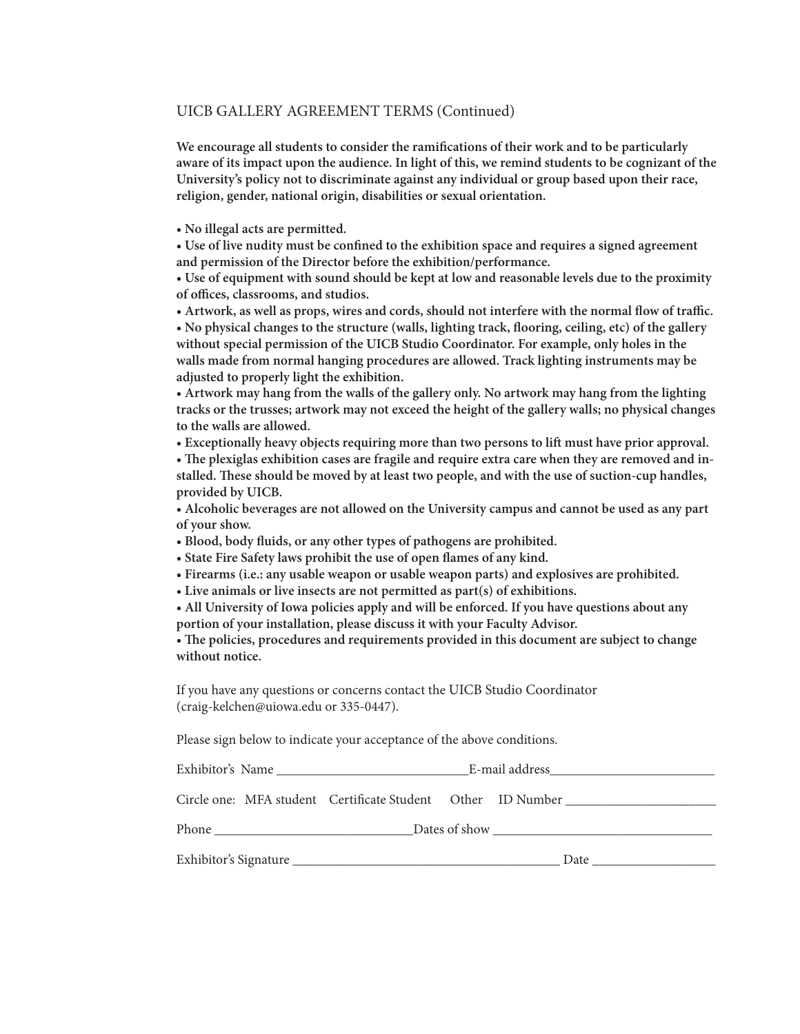## UICB GALLERY AGREEMENT TERMS (Continued)

**We encourage all students to consider the ramifications of their work and to be particularly aware of its impact upon the audience. In light of this, we remind students to be cognizant of the University's policy not to discriminate against any individual or group based upon their race, religion, gender, national origin, disabilities or sexual orientation.**

- **No illegal acts are permitted.**
- **Use of live nudity must be confined to the exhibition space and requires a signed agreement and permission of the Director before the exhibition/performance.**
- **Use of equipment with sound should be kept at low and reasonable levels due to the proximity of offices, classrooms, and studios.**
- **Artwork, as well as props, wires and cords, should not interfere with the normal flow of traffic.**
- **No physical changes to the structure (walls, lighting track, flooring, ceiling, etc) of the gallery without special permission of the UICB Studio Coordinator. For example, only holes in the walls made from normal hanging procedures are allowed. Track lighting instruments may be adjusted to properly light the exhibition.**
- **Artwork may hang from the walls of the gallery only. No artwork may hang from the lighting tracks or the trusses; artwork may not exceed the height of the gallery walls; no physical changes to the walls are allowed.**
- **Exceptionally heavy objects requiring more than two persons to lift must have prior approval.**
- **The plexiglas exhibition cases are fragile and require extra care when they are removed and installed. These should be moved by at least two people, and with the use of suction-cup handles, provided by UICB.**
- **Alcoholic beverages are not allowed on the University campus and cannot be used as any part of your show.**
- **Blood, body fluids, or any other types of pathogens are prohibited.**
- **State Fire Safety laws prohibit the use of open flames of any kind.**
- **Firearms (i.e.: any usable weapon or usable weapon parts) and explosives are prohibited.**
- **Live animals or live insects are not permitted as part(s) of exhibitions.**
- **All University of Iowa policies apply and will be enforced. If you have questions about any portion of your installation, please discuss it with your Faculty Advisor.**
- **The policies, procedures and requirements provided in this document are subject to change without notice.**

If you have any questions or concerns contact the UICB Studio Coordinator (craig-kelchen@uiowa.edu or 335-0447).

Please sign below to indicate your acceptance of the above conditions.

Exhibitor's Name ____________________________ E-mail address ________________________

Circle one: MFA student Certificate Student Other ID Number ______________________

Phone ____________________________ Dates of show ________________________________

Exhibitor's Signature ________________________________________ Date __________________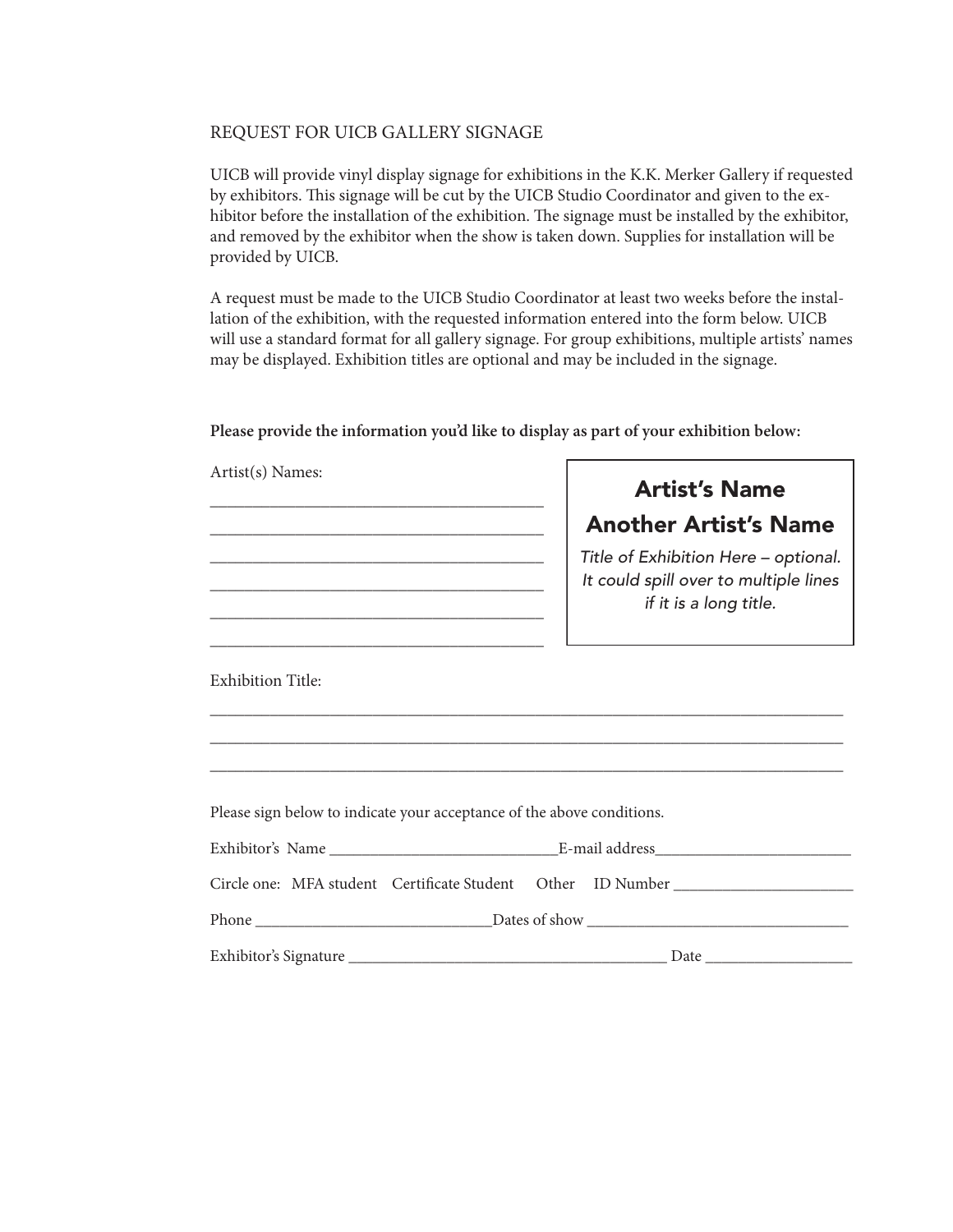## REQUEST FOR UICB GALLERY SIGNAGE

UICB will provide vinyl display signage for exhibitions in the K.K. Merker Gallery if requested by exhibitors. This signage will be cut by the UICB Studio Coordinator and given to the exhibitor before the installation of the exhibition. The signage must be installed by the exhibitor, and removed by the exhibitor when the show is taken down. Supplies for installation will be provided by UICB.

A request must be made to the UICB Studio Coordinator at least two weeks before the installation of the exhibition, with the requested information entered into the form below. UICB will use a standard format for all gallery signage. For group exhibitions, multiple artists' names may be displayed. Exhibition titles are optional and may be included in the signage.

**Please provide the information you'd like to display as part of your exhibition below:**

Artist(s) Names:

\_\_\_\_\_\_\_\_\_\_\_\_\_\_\_\_\_\_\_\_\_\_\_\_\_\_\_\_\_\_\_\_\_\_\_\_\_\_\_\_

\_\_\_\_\_\_\_\_\_\_\_\_\_\_\_\_\_\_\_\_\_\_\_\_\_\_\_\_\_\_\_\_\_\_\_\_\_\_\_\_

\_\_\_\_\_\_\_\_\_\_\_\_\_\_\_\_\_\_\_\_\_\_\_\_\_\_\_\_\_\_\_\_\_\_\_\_\_\_\_\_

\_\_\_\_\_\_\_\_\_\_\_\_\_\_\_\_\_\_\_\_\_\_\_\_\_\_\_\_\_\_\_\_\_\_\_\_\_\_\_\_

\_\_\_\_\_\_\_\_\_\_\_\_\_\_\_\_\_\_\_\_\_\_\_\_\_\_\_\_\_\_\_\_\_\_\_\_\_\_\_\_

\_\_\_\_\_\_\_\_\_\_\_\_\_\_\_\_\_\_\_\_\_\_\_\_\_\_\_\_\_\_\_\_\_\_\_\_\_\_\_\_

> **Artist's Name**
>
> **Another Artist's Name**
>
> *Title of Exhibition Here – optional. It could spill over to multiple lines if it is a long title.*

Exhibition Title:

\_\_\_\_\_\_\_\_\_\_\_\_\_\_\_\_\_\_\_\_\_\_\_\_\_\_\_\_\_\_\_\_\_\_\_\_\_\_\_\_\_\_\_\_\_\_\_\_\_\_\_\_\_\_\_\_\_\_\_\_\_\_\_\_\_\_\_\_\_\_\_\_\_\_\_\_

\_\_\_\_\_\_\_\_\_\_\_\_\_\_\_\_\_\_\_\_\_\_\_\_\_\_\_\_\_\_\_\_\_\_\_\_\_\_\_\_\_\_\_\_\_\_\_\_\_\_\_\_\_\_\_\_\_\_\_\_\_\_\_\_\_\_\_\_\_\_\_\_\_\_\_\_

\_\_\_\_\_\_\_\_\_\_\_\_\_\_\_\_\_\_\_\_\_\_\_\_\_\_\_\_\_\_\_\_\_\_\_\_\_\_\_\_\_\_\_\_\_\_\_\_\_\_\_\_\_\_\_\_\_\_\_\_\_\_\_\_\_\_\_\_\_\_\_\_\_\_\_\_

Please sign below to indicate your acceptance of the above conditions.

Exhibitor's Name \_\_\_\_\_\_\_\_\_\_\_\_\_\_\_\_\_\_\_\_\_\_\_\_\_\_\_\_\_\_ E-mail address \_\_\_\_\_\_\_\_\_\_\_\_\_\_\_\_\_\_\_\_\_\_\_\_\_\_

Circle one: MFA student Certificate Student Other ID Number \_\_\_\_\_\_\_\_\_\_\_\_\_\_\_\_\_\_\_\_\_\_\_

Phone \_\_\_\_\_\_\_\_\_\_\_\_\_\_\_\_\_\_\_\_\_\_\_\_\_\_\_\_\_\_ Dates of show \_\_\_\_\_\_\_\_\_\_\_\_\_\_\_\_\_\_\_\_\_\_\_\_\_\_\_\_\_\_\_\_\_\_

Exhibitor's Signature \_\_\_\_\_\_\_\_\_\_\_\_\_\_\_\_\_\_\_\_\_\_\_\_\_\_\_\_\_\_\_\_\_\_\_\_\_\_\_\_ Date \_\_\_\_\_\_\_\_\_\_\_\_\_\_\_\_\_\_\_